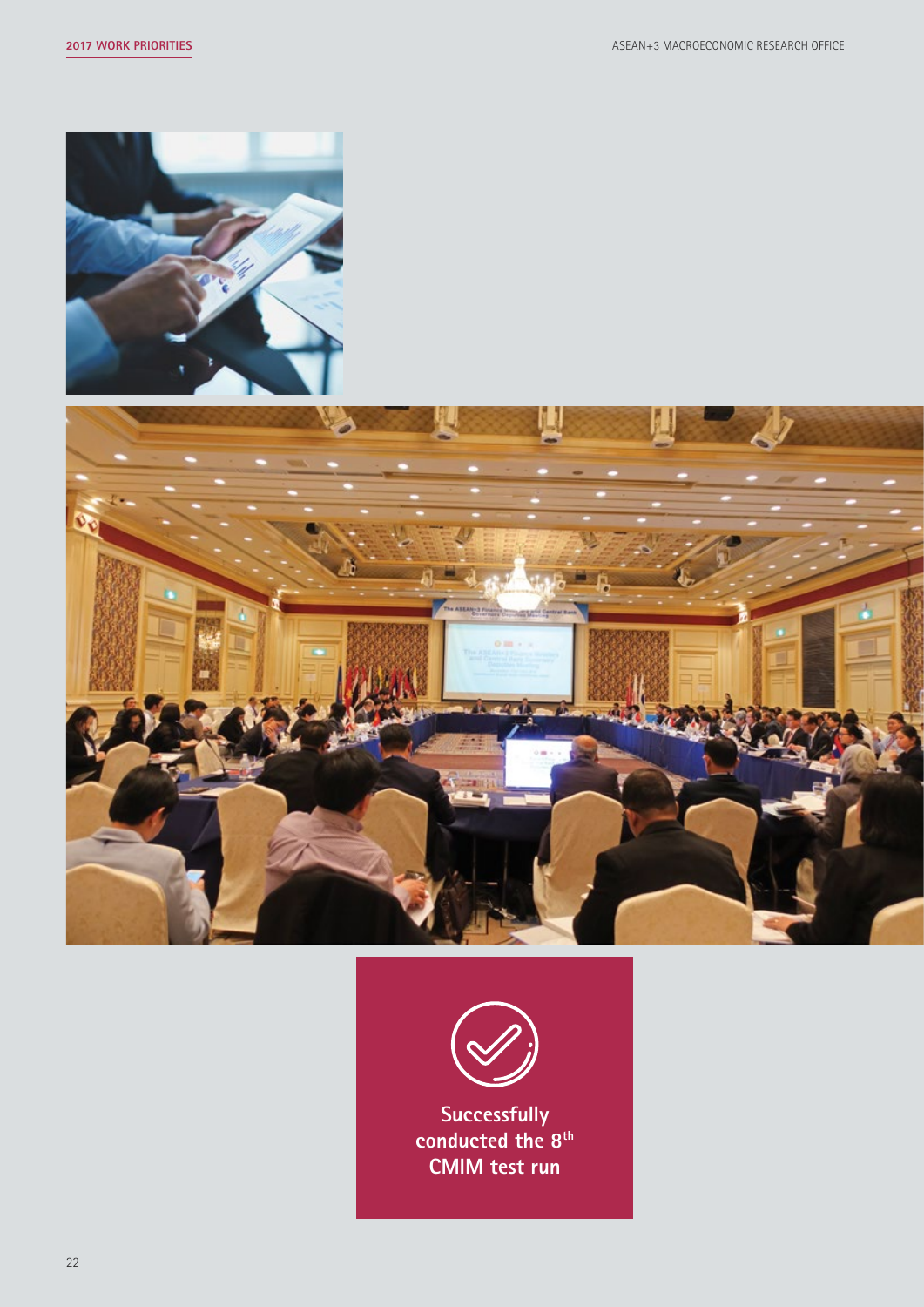**Successfully conducted the 8th CMIM test run**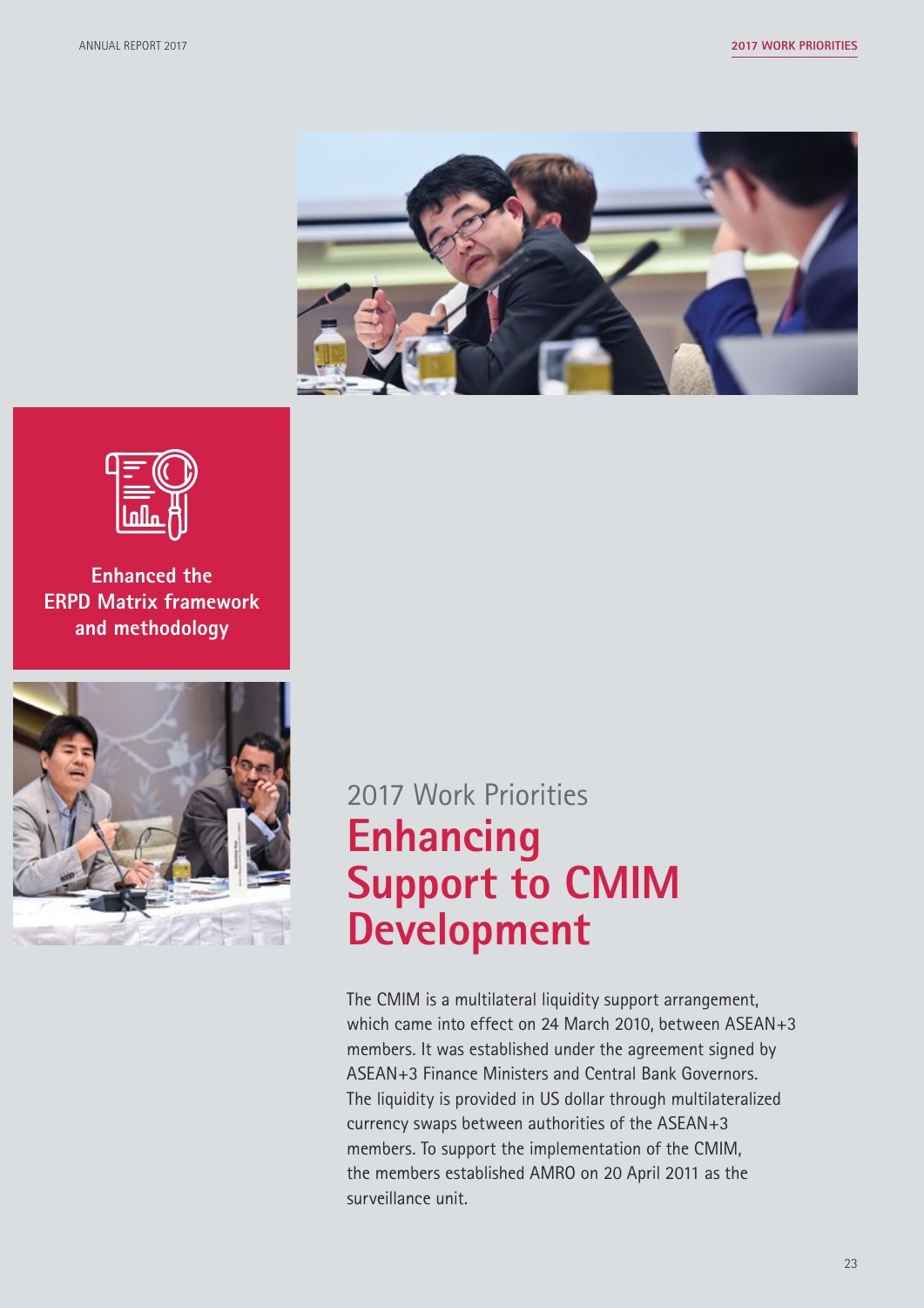**Enhanced the ERPD Matrix framework and methodology**

2017 Work Priorities

# Enhancing Support to CMIM Development

The CMIM is a multilateral liquidity support arrangement, which came into effect on 24 March 2010, between ASEAN+3 members. It was established under the agreement signed by ASEAN+3 Finance Ministers and Central Bank Governors. The liquidity is provided in US dollar through multilateralized currency swaps between authorities of the ASEAN+3 members. To support the implementation of the CMIM, the members established AMRO on 20 April 2011 as the surveillance unit.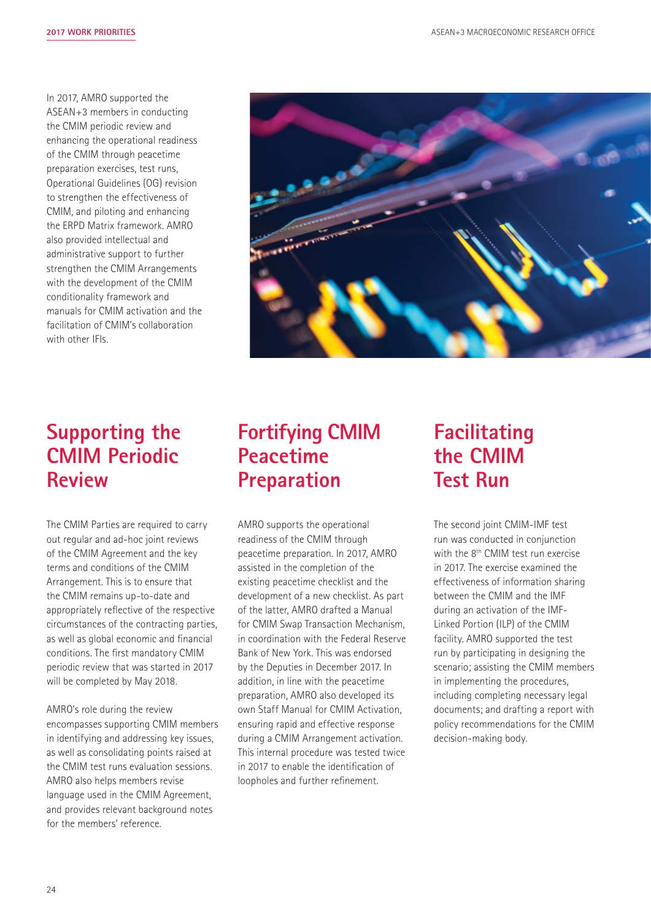In 2017, AMRO supported the ASEAN+3 members in conducting the CMIM periodic review and enhancing the operational readiness of the CMIM through peacetime preparation exercises, test runs, Operational Guidelines (OG) revision to strengthen the effectiveness of CMIM, and piloting and enhancing the ERPD Matrix framework. AMRO also provided intellectual and administrative support to further strengthen the CMIM Arrangements with the development of the CMIM conditionality framework and manuals for CMIM activation and the facilitation of CMIM's collaboration with other IFIs.

## Supporting the CMIM Periodic Review

The CMIM Parties are required to carry out regular and ad-hoc joint reviews of the CMIM Agreement and the key terms and conditions of the CMIM Arrangement. This is to ensure that the CMIM remains up-to-date and appropriately reflective of the respective circumstances of the contracting parties, as well as global economic and financial conditions. The first mandatory CMIM periodic review that was started in 2017 will be completed by May 2018.

AMRO's role during the review encompasses supporting CMIM members in identifying and addressing key issues, as well as consolidating points raised at the CMIM test runs evaluation sessions. AMRO also helps members revise language used in the CMIM Agreement, and provides relevant background notes for the members' reference.

## Fortifying CMIM Peacetime Preparation

AMRO supports the operational readiness of the CMIM through peacetime preparation. In 2017, AMRO assisted in the completion of the existing peacetime checklist and the development of a new checklist. As part of the latter, AMRO drafted a Manual for CMIM Swap Transaction Mechanism, in coordination with the Federal Reserve Bank of New York. This was endorsed by the Deputies in December 2017. In addition, in line with the peacetime preparation, AMRO also developed its own Staff Manual for CMIM Activation, ensuring rapid and effective response during a CMIM Arrangement activation. This internal procedure was tested twice in 2017 to enable the identification of loopholes and further refinement.

## Facilitating the CMIM Test Run

The second joint CMIM-IMF test run was conducted in conjunction with the 8th CMIM test run exercise in 2017. The exercise examined the effectiveness of information sharing between the CMIM and the IMF during an activation of the IMF-Linked Portion (ILP) of the CMIM facility. AMRO supported the test run by participating in designing the scenario; assisting the CMIM members in implementing the procedures, including completing necessary legal documents; and drafting a report with policy recommendations for the CMIM decision-making body.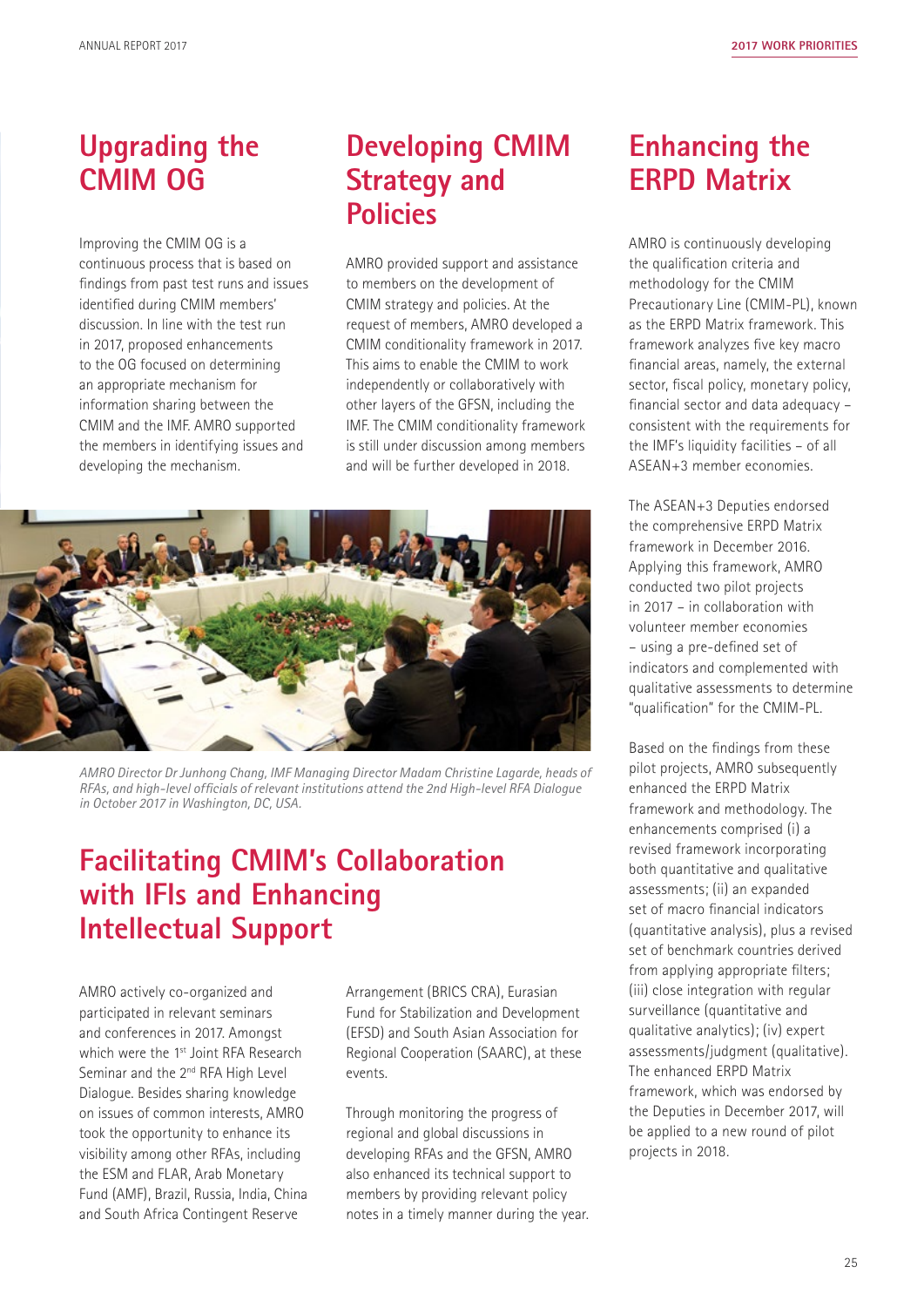## Upgrading the CMIM OG

Improving the CMIM OG is a continuous process that is based on findings from past test runs and issues identified during CMIM members' discussion. In line with the test run in 2017, proposed enhancements to the OG focused on determining an appropriate mechanism for information sharing between the CMIM and the IMF. AMRO supported the members in identifying issues and developing the mechanism.

## Developing CMIM Strategy and Policies

AMRO provided support and assistance to members on the development of CMIM strategy and policies. At the request of members, AMRO developed a CMIM conditionality framework in 2017. This aims to enable the CMIM to work independently or collaboratively with other layers of the GFSN, including the IMF. The CMIM conditionality framework is still under discussion among members and will be further developed in 2018.

## Enhancing the ERPD Matrix

AMRO is continuously developing the qualification criteria and methodology for the CMIM Precautionary Line (CMIM-PL), known as the ERPD Matrix framework. This framework analyzes five key macro financial areas, namely, the external sector, fiscal policy, monetary policy, financial sector and data adequacy – consistent with the requirements for the IMF's liquidity facilities – of all ASEAN+3 member economies.

The ASEAN+3 Deputies endorsed the comprehensive ERPD Matrix framework in December 2016. Applying this framework, AMRO conducted two pilot projects in 2017 – in collaboration with volunteer member economies – using a pre-defined set of indicators and complemented with qualitative assessments to determine "qualification" for the CMIM-PL.

Based on the findings from these pilot projects, AMRO subsequently enhanced the ERPD Matrix framework and methodology. The enhancements comprised (i) a revised framework incorporating both quantitative and qualitative assessments; (ii) an expanded set of macro financial indicators (quantitative analysis), plus a revised set of benchmark countries derived from applying appropriate filters; (iii) close integration with regular surveillance (quantitative and qualitative analytics); (iv) expert assessments/judgment (qualitative). The enhanced ERPD Matrix framework, which was endorsed by the Deputies in December 2017, will be applied to a new round of pilot projects in 2018.

*AMRO Director Dr Junhong Chang, IMF Managing Director Madam Christine Lagarde, heads of RFAs, and high-level officials of relevant institutions attend the 2nd High-level RFA Dialogue in October 2017 in Washington, DC, USA.*

## Facilitating CMIM's Collaboration with IFIs and Enhancing Intellectual Support

AMRO actively co-organized and participated in relevant seminars and conferences in 2017. Amongst which were the 1st Joint RFA Research Seminar and the 2nd RFA High Level Dialogue. Besides sharing knowledge on issues of common interests, AMRO took the opportunity to enhance its visibility among other RFAs, including the ESM and FLAR, Arab Monetary Fund (AMF), Brazil, Russia, India, China and South Africa Contingent Reserve Arrangement (BRICS CRA), Eurasian Fund for Stabilization and Development (EFSD) and South Asian Association for Regional Cooperation (SAARC), at these events.

Through monitoring the progress of regional and global discussions in developing RFAs and the GFSN, AMRO also enhanced its technical support to members by providing relevant policy notes in a timely manner during the year.